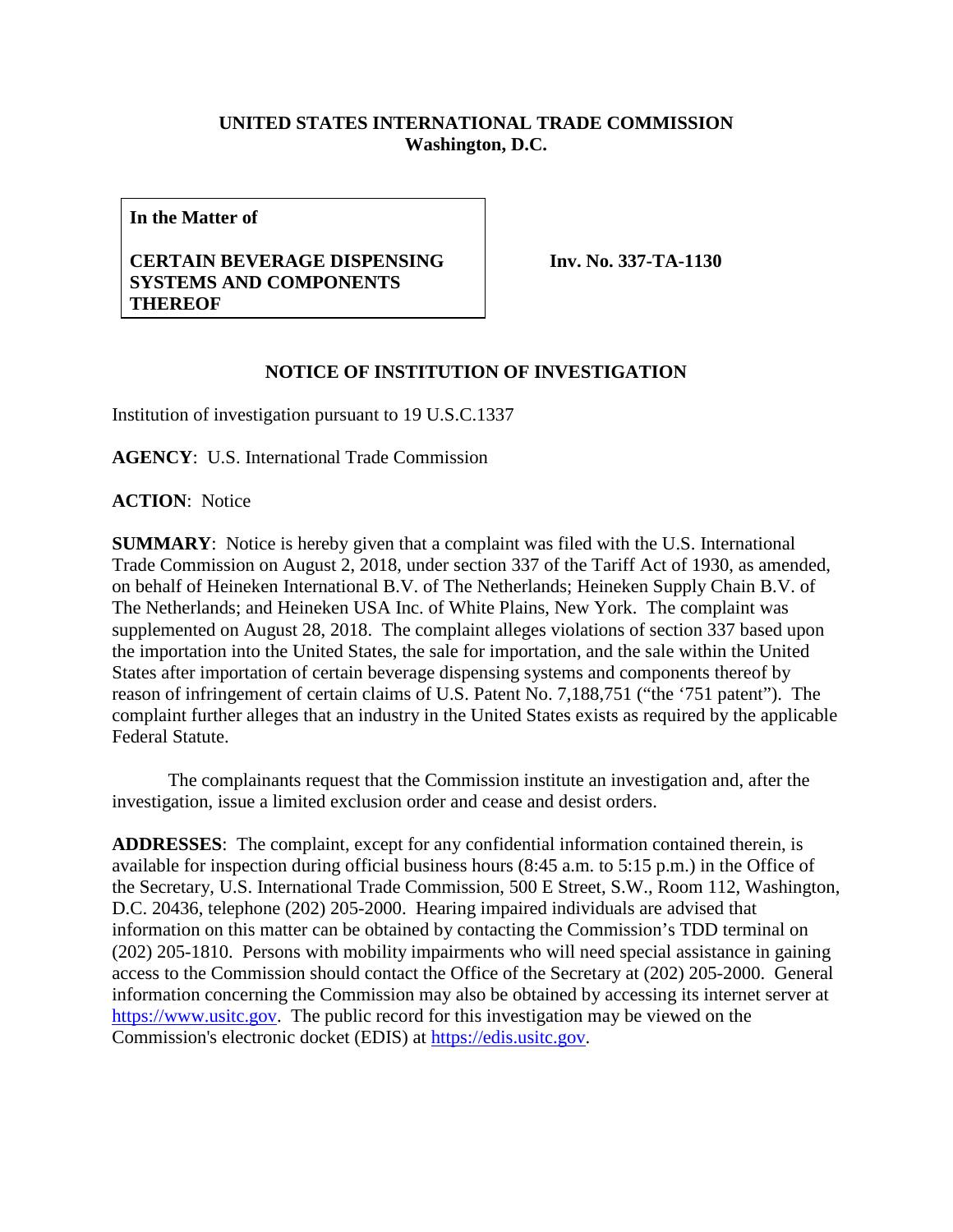**UNITED STATES INTERNATIONAL TRADE COMMISSION**
**Washington, D.C.**

| **In the Matter of** **CERTAIN BEVERAGE DISPENSING SYSTEMS AND COMPONENTS THEREOF** | **Inv. No. 337-TA-1130** |
|---|---|

**NOTICE OF INSTITUTION OF INVESTIGATION**

Institution of investigation pursuant to 19 U.S.C.1337

**AGENCY**: U.S. International Trade Commission

**ACTION**: Notice

**SUMMARY**: Notice is hereby given that a complaint was filed with the U.S. International Trade Commission on August 2, 2018, under section 337 of the Tariff Act of 1930, as amended, on behalf of Heineken International B.V. of The Netherlands; Heineken Supply Chain B.V. of The Netherlands; and Heineken USA Inc. of White Plains, New York. The complaint was supplemented on August 28, 2018. The complaint alleges violations of section 337 based upon the importation into the United States, the sale for importation, and the sale within the United States after importation of certain beverage dispensing systems and components thereof by reason of infringement of certain claims of U.S. Patent No. 7,188,751 ("the '751 patent"). The complaint further alleges that an industry in the United States exists as required by the applicable Federal Statute.

The complainants request that the Commission institute an investigation and, after the investigation, issue a limited exclusion order and cease and desist orders.

**ADDRESSES**: The complaint, except for any confidential information contained therein, is available for inspection during official business hours (8:45 a.m. to 5:15 p.m.) in the Office of the Secretary, U.S. International Trade Commission, 500 E Street, S.W., Room 112, Washington, D.C. 20436, telephone (202) 205-2000. Hearing impaired individuals are advised that information on this matter can be obtained by contacting the Commission's TDD terminal on (202) 205-1810. Persons with mobility impairments who will need special assistance in gaining access to the Commission should contact the Office of the Secretary at (202) 205-2000. General information concerning the Commission may also be obtained by accessing its internet server at https://www.usitc.gov. The public record for this investigation may be viewed on the Commission's electronic docket (EDIS) at https://edis.usitc.gov.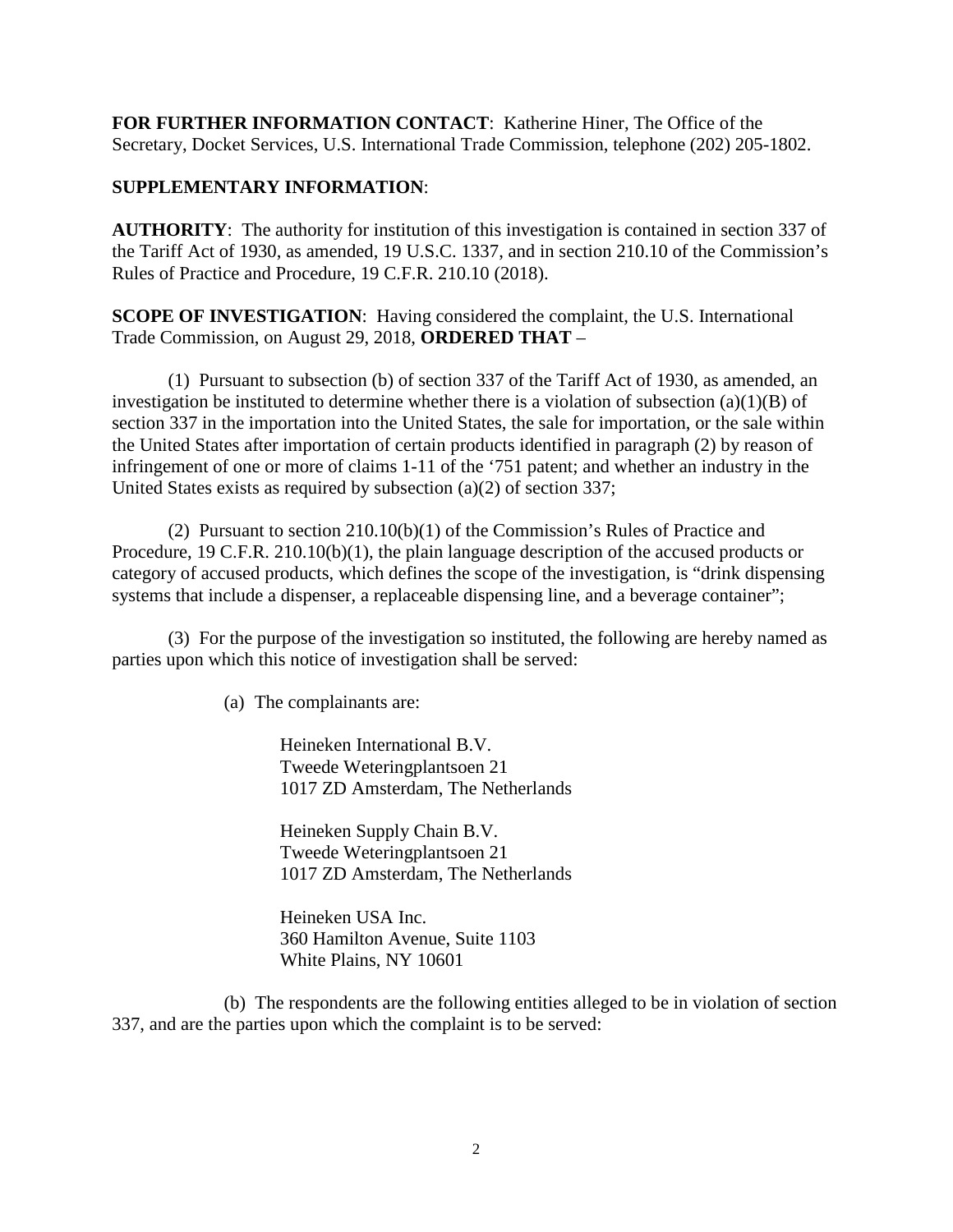**FOR FURTHER INFORMATION CONTACT**: Katherine Hiner, The Office of the Secretary, Docket Services, U.S. International Trade Commission, telephone (202) 205-1802.

**SUPPLEMENTARY INFORMATION**:

**AUTHORITY**: The authority for institution of this investigation is contained in section 337 of the Tariff Act of 1930, as amended, 19 U.S.C. 1337, and in section 210.10 of the Commission's Rules of Practice and Procedure, 19 C.F.R. 210.10 (2018).

**SCOPE OF INVESTIGATION**: Having considered the complaint, the U.S. International Trade Commission, on August 29, 2018, **ORDERED THAT** –

(1) Pursuant to subsection (b) of section 337 of the Tariff Act of 1930, as amended, an investigation be instituted to determine whether there is a violation of subsection (a)(1)(B) of section 337 in the importation into the United States, the sale for importation, or the sale within the United States after importation of certain products identified in paragraph (2) by reason of infringement of one or more of claims 1-11 of the '751 patent; and whether an industry in the United States exists as required by subsection (a)(2) of section 337;

(2) Pursuant to section 210.10(b)(1) of the Commission's Rules of Practice and Procedure, 19 C.F.R. 210.10(b)(1), the plain language description of the accused products or category of accused products, which defines the scope of the investigation, is "drink dispensing systems that include a dispenser, a replaceable dispensing line, and a beverage container";

(3) For the purpose of the investigation so instituted, the following are hereby named as parties upon which this notice of investigation shall be served:

(a) The complainants are:

Heineken International B.V.
Tweede Weteringplantsoen 21
1017 ZD Amsterdam, The Netherlands

Heineken Supply Chain B.V.
Tweede Weteringplantsoen 21
1017 ZD Amsterdam, The Netherlands

Heineken USA Inc.
360 Hamilton Avenue, Suite 1103
White Plains, NY 10601

(b) The respondents are the following entities alleged to be in violation of section 337, and are the parties upon which the complaint is to be served: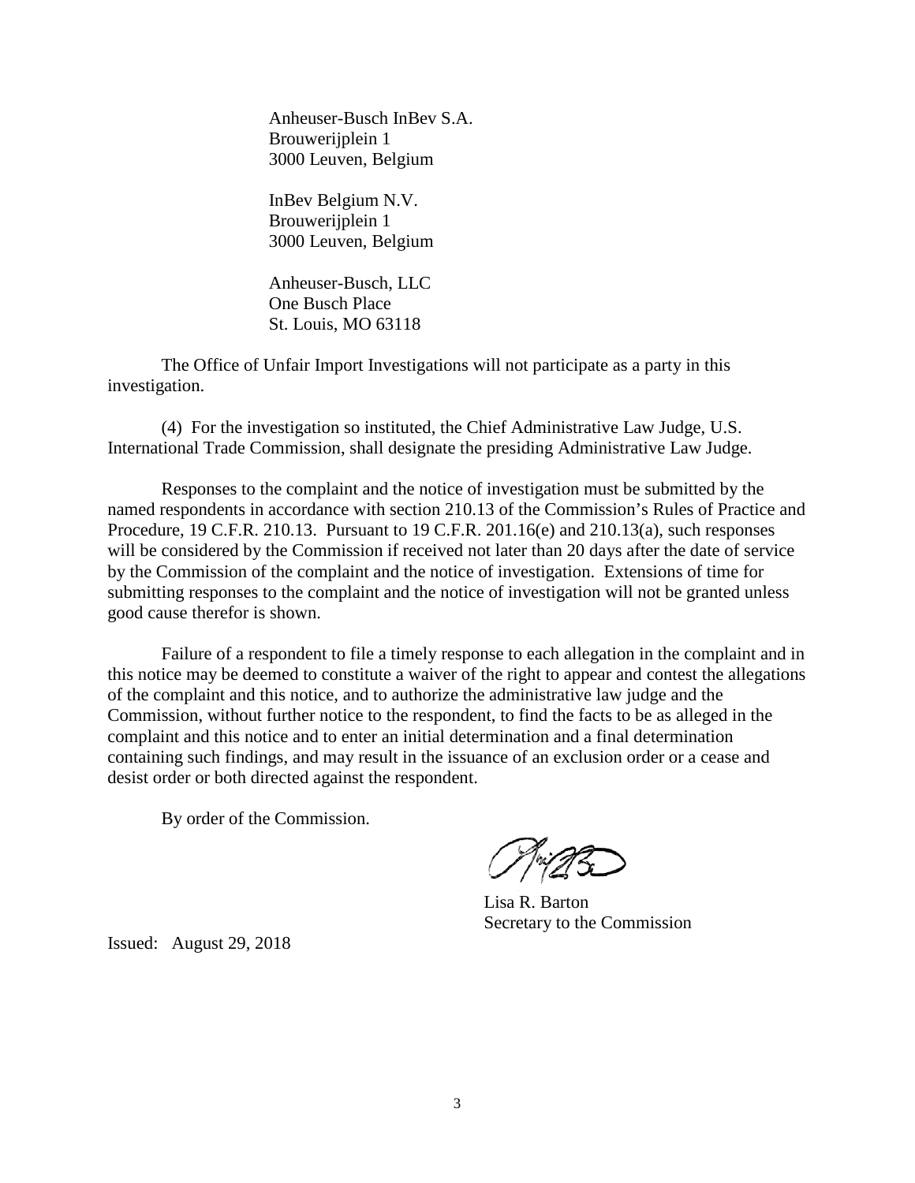Anheuser-Busch InBev S.A.
Brouwerijplein 1
3000 Leuven, Belgium

InBev Belgium N.V.
Brouwerijplein 1
3000 Leuven, Belgium

Anheuser-Busch, LLC
One Busch Place
St. Louis, MO 63118

The Office of Unfair Import Investigations will not participate as a party in this investigation.

(4) For the investigation so instituted, the Chief Administrative Law Judge, U.S. International Trade Commission, shall designate the presiding Administrative Law Judge.

Responses to the complaint and the notice of investigation must be submitted by the named respondents in accordance with section 210.13 of the Commission's Rules of Practice and Procedure, 19 C.F.R. 210.13. Pursuant to 19 C.F.R. 201.16(e) and 210.13(a), such responses will be considered by the Commission if received not later than 20 days after the date of service by the Commission of the complaint and the notice of investigation. Extensions of time for submitting responses to the complaint and the notice of investigation will not be granted unless good cause therefor is shown.

Failure of a respondent to file a timely response to each allegation in the complaint and in this notice may be deemed to constitute a waiver of the right to appear and contest the allegations of the complaint and this notice, and to authorize the administrative law judge and the Commission, without further notice to the respondent, to find the facts to be as alleged in the complaint and this notice and to enter an initial determination and a final determination containing such findings, and may result in the issuance of an exclusion order or a cease and desist order or both directed against the respondent.

By order of the Commission.

Lisa R. Barton
Secretary to the Commission

Issued: August 29, 2018